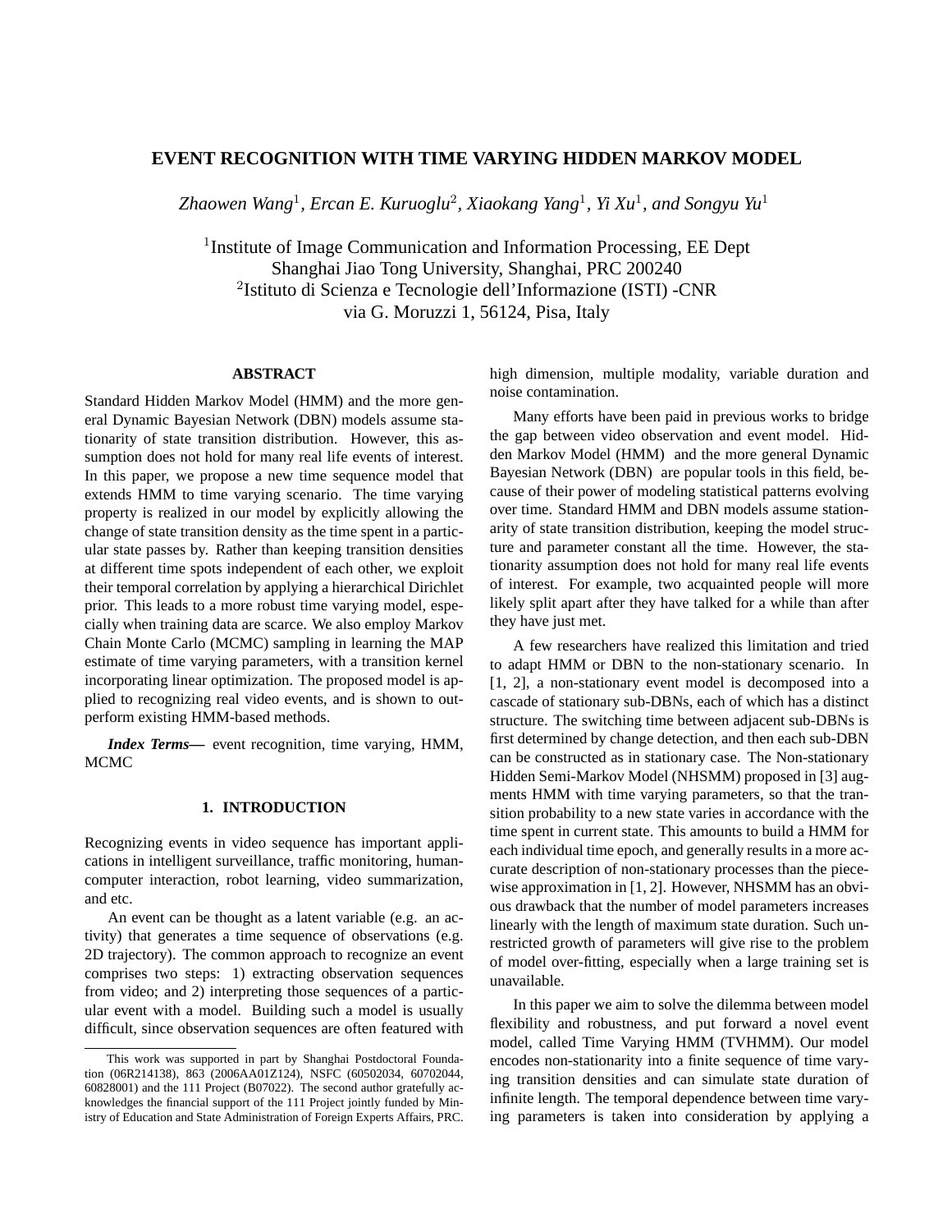# EVENT RECOGNITION WITH TIME VARYING HIDDEN MARKOV MODEL

*Zhaowen Wang*[1]*, Ercan E. Kuruoglu*[2]*, Xiaokang Yang*[1]*, Yi Xu*[1]*, and Songyu Yu*[1]

[1]Institute of Image Communication and Information Processing, EE Dept
Shanghai Jiao Tong University, Shanghai, PRC 200240
[2]Istituto di Scienza e Tecnologie dell'Informazione (ISTI) -CNR
via G. Moruzzi 1, 56124, Pisa, Italy

## ABSTRACT

Standard Hidden Markov Model (HMM) and the more general Dynamic Bayesian Network (DBN) models assume stationarity of state transition distribution. However, this assumption does not hold for many real life events of interest. In this paper, we propose a new time sequence model that extends HMM to time varying scenario. The time varying property is realized in our model by explicitly allowing the change of state transition density as the time spent in a particular state passes by. Rather than keeping transition densities at different time spots independent of each other, we exploit their temporal correlation by applying a hierarchical Dirichlet prior. This leads to a more robust time varying model, especially when training data are scarce. We also employ Markov Chain Monte Carlo (MCMC) sampling in learning the MAP estimate of time varying parameters, with a transition kernel incorporating linear optimization. The proposed model is applied to recognizing real video events, and is shown to outperform existing HMM-based methods.

***Index Terms*—** event recognition, time varying, HMM, MCMC

## 1. INTRODUCTION

Recognizing events in video sequence has important applications in intelligent surveillance, traffic monitoring, human-computer interaction, robot learning, video summarization, and etc.

An event can be thought as a latent variable (e.g. an activity) that generates a time sequence of observations (e.g. 2D trajectory). The common approach to recognize an event comprises two steps: 1) extracting observation sequences from video; and 2) interpreting those sequences of a particular event with a model. Building such a model is usually difficult, since observation sequences are often featured with high dimension, multiple modality, variable duration and noise contamination.

Many efforts have been paid in previous works to bridge the gap between video observation and event model. Hidden Markov Model (HMM) and the more general Dynamic Bayesian Network (DBN) are popular tools in this field, because of their power of modeling statistical patterns evolving over time. Standard HMM and DBN models assume stationarity of state transition distribution, keeping the model structure and parameter constant all the time. However, the stationarity assumption does not hold for many real life events of interest. For example, two acquainted people will more likely split apart after they have talked for a while than after they have just met.

A few researchers have realized this limitation and tried to adapt HMM or DBN to the non-stationary scenario. In [1, 2], a non-stationary event model is decomposed into a cascade of stationary sub-DBNs, each of which has a distinct structure. The switching time between adjacent sub-DBNs is first determined by change detection, and then each sub-DBN can be constructed as in stationary case. The Non-stationary Hidden Semi-Markov Model (NHSMM) proposed in [3] augments HMM with time varying parameters, so that the transition probability to a new state varies in accordance with the time spent in current state. This amounts to build a HMM for each individual time epoch, and generally results in a more accurate description of non-stationary processes than the piecewise approximation in [1, 2]. However, NHSMM has an obvious drawback that the number of model parameters increases linearly with the length of maximum state duration. Such unrestricted growth of parameters will give rise to the problem of model over-fitting, especially when a large training set is unavailable.

In this paper we aim to solve the dilemma between model flexibility and robustness, and put forward a novel event model, called Time Varying HMM (TVHMM). Our model encodes non-stationarity into a finite sequence of time varying transition densities and can simulate state duration of infinite length. The temporal dependence between time varying parameters is taken into consideration by applying a

This work was supported in part by Shanghai Postdoctoral Foundation (06R214138), 863 (2006AA01Z124), NSFC (60502034, 60702044, 60828001) and the 111 Project (B07022). The second author gratefully acknowledges the financial support of the 111 Project jointly funded by Ministry of Education and State Administration of Foreign Experts Affairs, PRC.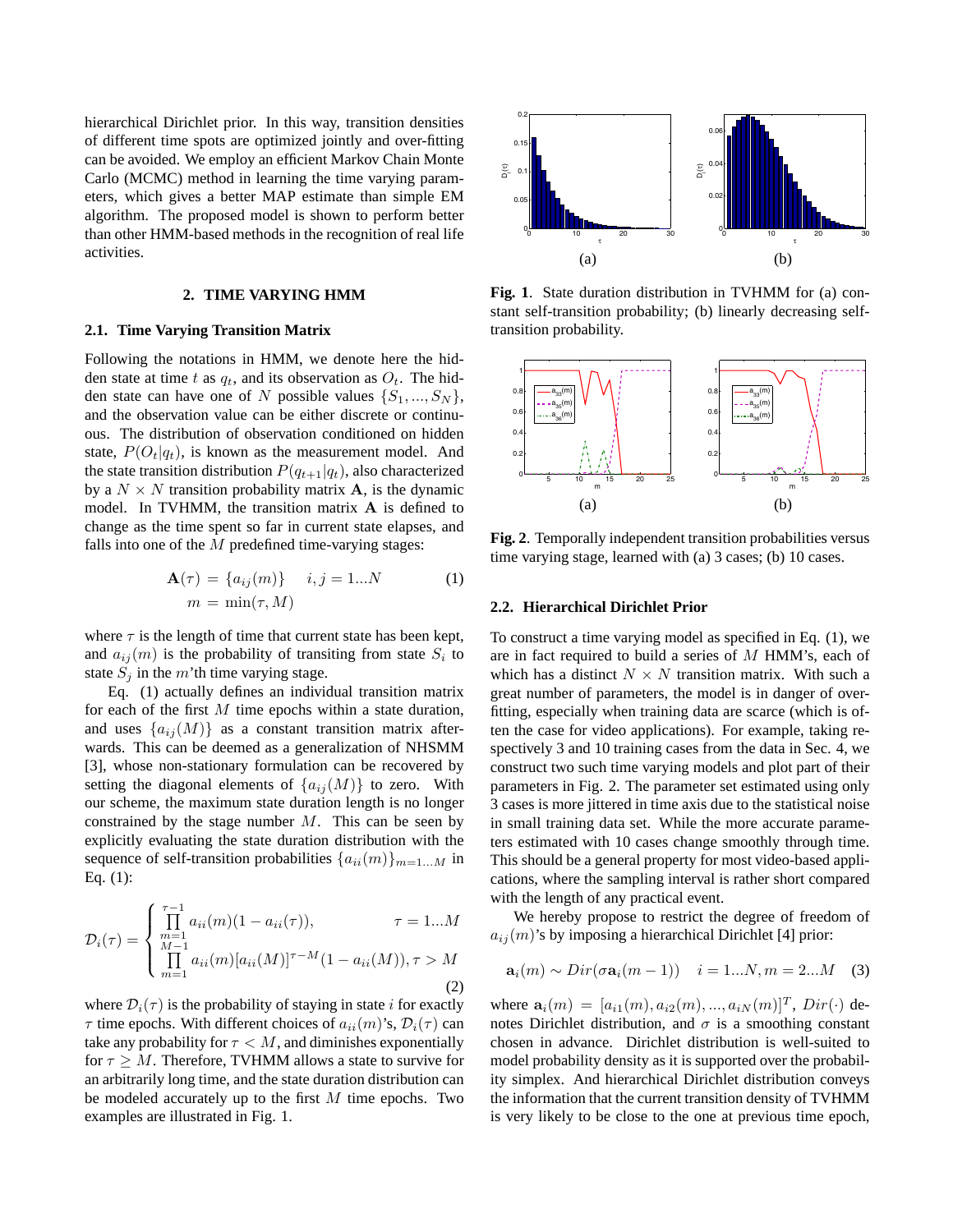hierarchical Dirichlet prior. In this way, transition densities of different time spots are optimized jointly and over-fitting can be avoided. We employ an efficient Markov Chain Monte Carlo (MCMC) method in learning the time varying parameters, which gives a better MAP estimate than simple EM algorithm. The proposed model is shown to perform better than other HMM-based methods in the recognition of real life activities.

## 2. TIME VARYING HMM

### 2.1. Time Varying Transition Matrix

Following the notations in HMM, we denote here the hidden state at time $t$ as $q_t$, and its observation as $O_t$. The hidden state can have one of $N$ possible values $\{S_1, ..., S_N\}$, and the observation value can be either discrete or continuous. The distribution of observation conditioned on hidden state, $P(O_t|q_t)$, is known as the measurement model. And the state transition distribution $P(q_{t+1}|q_t)$, also characterized by a $N \times N$ transition probability matrix $\mathbf{A}$, is the dynamic model. In TVHMM, the transition matrix $\mathbf{A}$ is defined to change as the time spent so far in current state elapses, and falls into one of the $M$ predefined time-varying stages:

$$
\begin{aligned}
\mathbf{A}(\tau) &= \{a_{ij}(m)\} \quad\quad i,j = 1...N \\
m &= \min(\tau, M)
\end{aligned} \tag{1}
$$

where $\tau$ is the length of time that current state has been kept, and $a_{ij}(m)$ is the probability of transiting from state $S_i$ to state $S_j$ in the $m$'th time varying stage.

Eq. (1) actually defines an individual transition matrix for each of the first $M$ time epochs within a state duration, and uses $\{a_{ij}(M)\}$ as a constant transition matrix afterwards. This can be deemed as a generalization of NHSMM [3], whose non-stationary formulation can be recovered by setting the diagonal elements of $\{a_{ij}(M)\}$ to zero. With our scheme, the maximum state duration length is no longer constrained by the stage number $M$. This can be seen by explicitly evaluating the state duration distribution with the sequence of self-transition probabilities $\{a_{ii}(m)\}_{m=1...M}$ in Eq. (1):

$$
\mathcal{D}_i(\tau) = \begin{cases} \prod_{m=1}^{\tau-1} a_{ii}(m)(1 - a_{ii}(\tau)), & \tau = 1...M \\ \prod_{m=1}^{M-1} a_{ii}(m)[a_{ii}(M)]^{\tau-M}(1 - a_{ii}(M)), & \tau > M \end{cases} \tag{2}
$$

where $\mathcal{D}_i(\tau)$ is the probability of staying in state $i$ for exactly $\tau$ time epochs. With different choices of $a_{ii}(m)$'s, $\mathcal{D}_i(\tau)$ can take any probability for $\tau < M$, and diminishes exponentially for $\tau \geq M$. Therefore, TVHMM allows a state to survive for an arbitrarily long time, and the state duration distribution can be modeled accurately up to the first $M$ time epochs. Two examples are illustrated in Fig. 1.

**Fig. 1**. State duration distribution in TVHMM for (a) constant self-transition probability; (b) linearly decreasing self-transition probability.

**Fig. 2**. Temporally independent transition probabilities versus time varying stage, learned with (a) 3 cases; (b) 10 cases.

### 2.2. Hierarchical Dirichlet Prior

To construct a time varying model as specified in Eq. (1), we are in fact required to build a series of $M$ HMM's, each of which has a distinct $N \times N$ transition matrix. With such a great number of parameters, the model is in danger of over-fitting, especially when training data are scarce (which is often the case for video applications). For example, taking respectively 3 and 10 training cases from the data in Sec. 4, we construct two such time varying models and plot part of their parameters in Fig. 2. The parameter set estimated using only 3 cases is more jittered in time axis due to the statistical noise in small training data set. While the more accurate parameters estimated with 10 cases change smoothly through time. This should be a general property for most video-based applications, where the sampling interval is rather short compared with the length of any practical event.

We hereby propose to restrict the degree of freedom of $a_{ij}(m)$'s by imposing a hierarchical Dirichlet [4] prior:

$$
\mathbf{a}_i(m) \sim Dir(\sigma \mathbf{a}_i(m-1)) \quad\quad i = 1...N, m = 2...M \tag{3}
$$

where $\mathbf{a}_i(m) = [a_{i1}(m), a_{i2}(m), ..., a_{iN}(m)]^T$, $Dir(\cdot)$ denotes Dirichlet distribution, and $\sigma$ is a smoothing constant chosen in advance. Dirichlet distribution is well-suited to model probability density as it is supported over the probability simplex. And hierarchical Dirichlet distribution conveys the information that the current transition density of TVHMM is very likely to be close to the one at previous time epoch,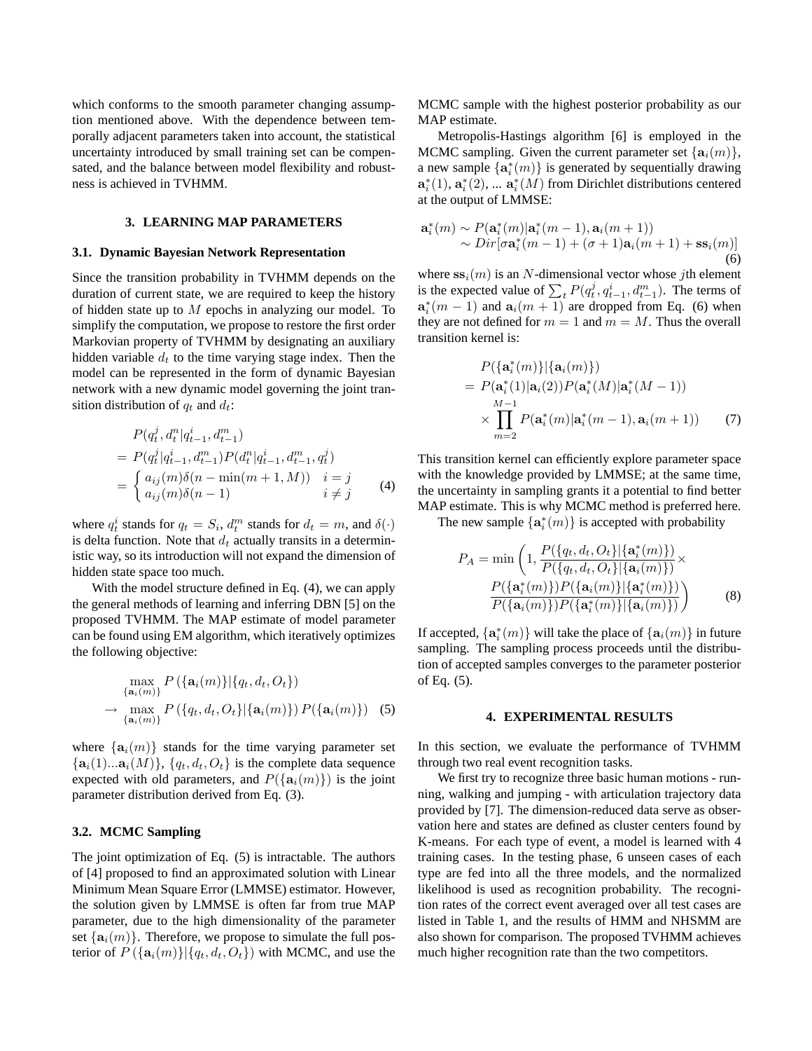which conforms to the smooth parameter changing assumption mentioned above. With the dependence between temporally adjacent parameters taken into account, the statistical uncertainty introduced by small training set can be compensated, and the balance between model flexibility and robustness is achieved in TVHMM.

## 3. LEARNING MAP PARAMETERS

### 3.1. Dynamic Bayesian Network Representation

Since the transition probability in TVHMM depends on the duration of current state, we are required to keep the history of hidden state up to $M$ epochs in analyzing our model. To simplify the computation, we propose to restore the first order Markovian property of TVHMM by designating an auxiliary hidden variable $d_t$ to the time varying stage index. Then the model can be represented in the form of dynamic Bayesian network with a new dynamic model governing the joint transition distribution of $q_t$ and $d_t$:

$$
\begin{aligned}
& P(q_t^j, d_t^n | q_{t-1}^i, d_{t-1}^m) \\
= \; & P(q_t^j | q_{t-1}^i, d_{t-1}^m) P(d_t^n | q_{t-1}^i, d_{t-1}^m, q_t^j) \\
= \; & \begin{cases} a_{ij}(m)\delta(n - \min(m+1, M)) & i = j \\ a_{ij}(m)\delta(n-1) & i \neq j \end{cases}
\end{aligned}
\tag{4}
$$

where $q_t^i$ stands for $q_t = S_i$, $d_t^m$ stands for $d_t = m$, and $\delta(\cdot)$ is delta function. Note that $d_t$ actually transits in a deterministic way, so its introduction will not expand the dimension of hidden state space too much.

With the model structure defined in Eq. (4), we can apply the general methods of learning and inferring DBN [5] on the proposed TVHMM. The MAP estimate of model parameter can be found using EM algorithm, which iteratively optimizes the following objective:

$$
\begin{aligned}
& \max_{\{\mathbf{a}_i(m)\}} P\left(\{\mathbf{a}_i(m)\} | \{q_t, d_t, O_t\}\right) \\
\rightarrow \; & \max_{\{\mathbf{a}_i(m)\}} P\left(\{q_t, d_t, O_t\} | \{\mathbf{a}_i(m)\}\right) P(\{\mathbf{a}_i(m)\})
\end{aligned}
\tag{5}
$$

where $\{\mathbf{a}_i(m)\}$ stands for the time varying parameter set $\{\mathbf{a}_i(1)...\mathbf{a}_i(M)\}$, $\{q_t, d_t, O_t\}$ is the complete data sequence expected with old parameters, and $P(\{\mathbf{a}_i(m)\})$ is the joint parameter distribution derived from Eq. (3).

### 3.2. MCMC Sampling

The joint optimization of Eq. (5) is intractable. The authors of [4] proposed to find an approximated solution with Linear Minimum Mean Square Error (LMMSE) estimator. However, the solution given by LMMSE is often far from true MAP parameter, due to the high dimensionality of the parameter set $\{\mathbf{a}_i(m)\}$. Therefore, we propose to simulate the full posterior of $P\left(\{\mathbf{a}_i(m)\} | \{q_t, d_t, O_t\}\right)$ with MCMC, and use the MCMC sample with the highest posterior probability as our MAP estimate.

Metropolis-Hastings algorithm [6] is employed in the MCMC sampling. Given the current parameter set $\{\mathbf{a}_i(m)\}$, a new sample $\{\mathbf{a}_i^*(m)\}$ is generated by sequentially drawing $\mathbf{a}_i^*(1)$, $\mathbf{a}_i^*(2)$, ... $\mathbf{a}_i^*(M)$ from Dirichlet distributions centered at the output of LMMSE:

$$
\begin{aligned}
\mathbf{a}_i^*(m) & \sim P(\mathbf{a}_i^*(m) | \mathbf{a}_i^*(m-1), \mathbf{a}_i(m+1)) \\
& \sim Dir[\sigma \mathbf{a}_i^*(m-1) + (\sigma+1)\mathbf{a}_i(m+1) + \mathbf{ss}_i(m)]
\end{aligned}
\tag{6}
$$

where $\mathbf{ss}_i(m)$ is an $N$-dimensional vector whose $j$th element is the expected value of $\sum_t P(q_t^j, q_{t-1}^i, d_{t-1}^m)$. The terms of $\mathbf{a}_i^*(m-1)$ and $\mathbf{a}_i(m+1)$ are dropped from Eq. (6) when they are not defined for $m = 1$ and $m = M$. Thus the overall transition kernel is:

$$
\begin{aligned}
& P(\{\mathbf{a}_i^*(m)\} | \{\mathbf{a}_i(m)\}) \\
= \; & P(\mathbf{a}_i^*(1) | \mathbf{a}_i(2)) P(\mathbf{a}_i^*(M) | \mathbf{a}_i^*(M-1)) \\
& \times \prod_{m=2}^{M-1} P(\mathbf{a}_i^*(m) | \mathbf{a}_i^*(m-1), \mathbf{a}_i(m+1))
\end{aligned}
\tag{7}
$$

This transition kernel can efficiently explore parameter space with the knowledge provided by LMMSE; at the same time, the uncertainty in sampling grants it a potential to find better MAP estimate. This is why MCMC method is preferred here.

The new sample $\{\mathbf{a}_i^*(m)\}$ is accepted with probability

$$
\begin{aligned}
P_A = \min \Bigg( 1, & \frac{P(\{q_t, d_t, O_t\} | \{\mathbf{a}_i^*(m)\})}{P(\{q_t, d_t, O_t\} | \{\mathbf{a}_i(m)\})} \times \\
& \frac{P(\{\mathbf{a}_i^*(m)\}) P(\{\mathbf{a}_i(m)\} | \{\mathbf{a}_i^*(m)\})}{P(\{\mathbf{a}_i(m)\}) P(\{\mathbf{a}_i^*(m)\} | \{\mathbf{a}_i(m)\})} \Bigg)
\end{aligned}
\tag{8}
$$

If accepted, $\{\mathbf{a}_i^*(m)\}$ will take the place of $\{\mathbf{a}_i(m)\}$ in future sampling. The sampling process proceeds until the distribution of accepted samples converges to the parameter posterior of Eq. (5).

## 4. EXPERIMENTAL RESULTS

In this section, we evaluate the performance of TVHMM through two real event recognition tasks.

We first try to recognize three basic human motions - running, walking and jumping - with articulation trajectory data provided by [7]. The dimension-reduced data serve as observation here and states are defined as cluster centers found by K-means. For each type of event, a model is learned with 4 training cases. In the testing phase, 6 unseen cases of each type are fed into all the three models, and the normalized likelihood is used as recognition probability. The recognition rates of the correct event averaged over all test cases are listed in Table 1, and the results of HMM and NHSMM are also shown for comparison. The proposed TVHMM achieves much higher recognition rate than the two competitors.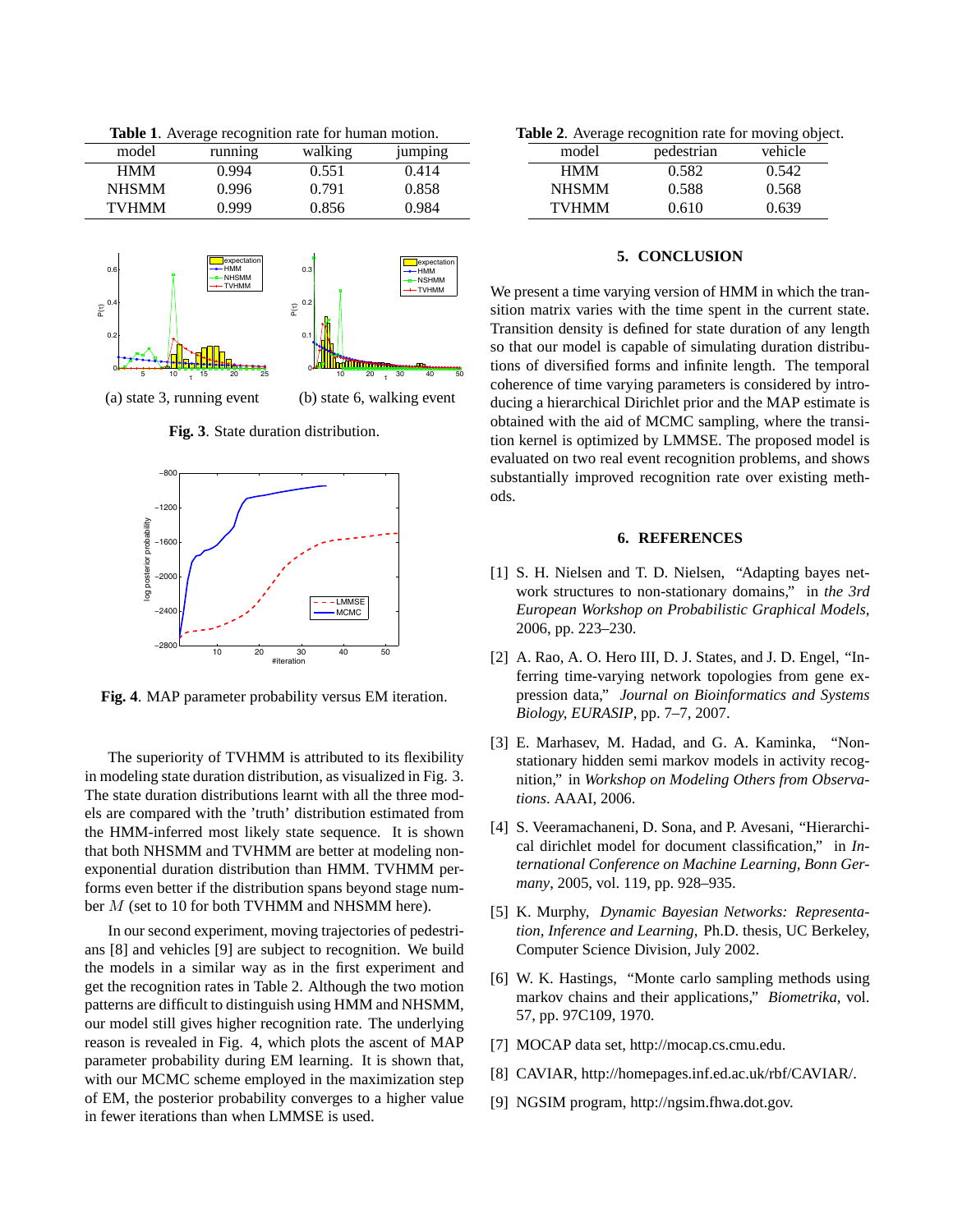**Table 1**. Average recognition rate for human motion.

| model | running | walking | jumping |
|---|---|---|---|
| HMM | 0.994 | 0.551 | 0.414 |
| NHSMM | 0.996 | 0.791 | 0.858 |
| TVHMM | 0.999 | 0.856 | 0.984 |

expectation
HMM
NHSMM
TVHMM
P(τ)
τ

(a) state 3, running event

expectation
HMM
NSHMM
TVHMM
P(τ)
τ

(b) state 6, walking event

**Fig. 3**. State duration distribution.

LMMSE
MCMC
log posterior probability
#iteration

**Fig. 4**. MAP parameter probability versus EM iteration.

The superiority of TVHMM is attributed to its flexibility in modeling state duration distribution, as visualized in Fig. 3. The state duration distributions learnt with all the three models are compared with the 'truth' distribution estimated from the HMM-inferred most likely state sequence. It is shown that both NHSMM and TVHMM are better at modeling non-exponential duration distribution than HMM. TVHMM performs even better if the distribution spans beyond stage number $M$ (set to 10 for both TVHMM and NHSMM here).

In our second experiment, moving trajectories of pedestrians [8] and vehicles [9] are subject to recognition. We build the models in a similar way as in the first experiment and get the recognition rates in Table 2. Although the two motion patterns are difficult to distinguish using HMM and NHSMM, our model still gives higher recognition rate. The underlying reason is revealed in Fig. 4, which plots the ascent of MAP parameter probability during EM learning. It is shown that, with our MCMC scheme employed in the maximization step of EM, the posterior probability converges to a higher value in fewer iterations than when LMMSE is used.

**Table 2**. Average recognition rate for moving object.

| model | pedestrian | vehicle |
|---|---|---|
| HMM | 0.582 | 0.542 |
| NHSMM | 0.588 | 0.568 |
| TVHMM | 0.610 | 0.639 |

## 5. CONCLUSION

We present a time varying version of HMM in which the transition matrix varies with the time spent in the current state. Transition density is defined for state duration of any length so that our model is capable of simulating duration distributions of diversified forms and infinite length. The temporal coherence of time varying parameters is considered by introducing a hierarchical Dirichlet prior and the MAP estimate is obtained with the aid of MCMC sampling, where the transition kernel is optimized by LMMSE. The proposed model is evaluated on two real event recognition problems, and shows substantially improved recognition rate over existing methods.

## 6. REFERENCES

[1] S. H. Nielsen and T. D. Nielsen, "Adapting bayes network structures to non-stationary domains," in *the 3rd European Workshop on Probabilistic Graphical Models*, 2006, pp. 223–230.

[2] A. Rao, A. O. Hero III, D. J. States, and J. D. Engel, "Inferring time-varying network topologies from gene expression data," *Journal on Bioinformatics and Systems Biology, EURASIP*, pp. 7–7, 2007.

[3] E. Marhasev, M. Hadad, and G. A. Kaminka, "Non-stationary hidden semi markov models in activity recognition," in *Workshop on Modeling Others from Observations*. AAAI, 2006.

[4] S. Veeramachaneni, D. Sona, and P. Avesani, "Hierarchical dirichlet model for document classification," in *International Conference on Machine Learning, Bonn Germany*, 2005, vol. 119, pp. 928–935.

[5] K. Murphy, *Dynamic Bayesian Networks: Representation, Inference and Learning*, Ph.D. thesis, UC Berkeley, Computer Science Division, July 2002.

[6] W. K. Hastings, "Monte carlo sampling methods using markov chains and their applications," *Biometrika*, vol. 57, pp. 97C109, 1970.

[7] MOCAP data set, http://mocap.cs.cmu.edu.

[8] CAVIAR, http://homepages.inf.ed.ac.uk/rbf/CAVIAR/.

[9] NGSIM program, http://ngsim.fhwa.dot.gov.